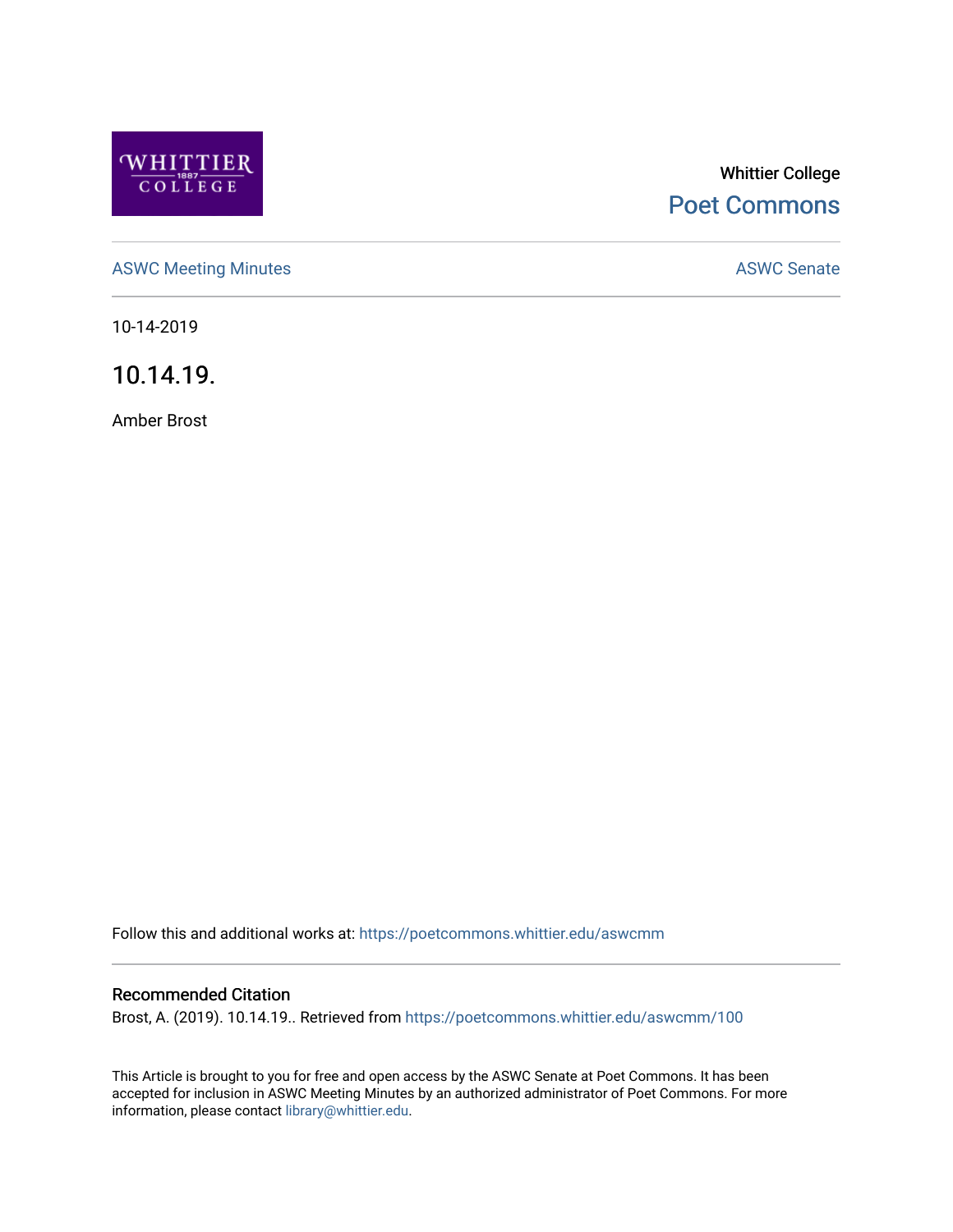Whittier College

Poet Commons

ASWC Meeting Minutes

ASWC Senate

10-14-2019

# 10.14.19.

Amber Brost

Follow this and additional works at: https://poetcommons.whittier.edu/aswcmm

## Recommended Citation

Brost, A. (2019). 10.14.19.. Retrieved from https://poetcommons.whittier.edu/aswcmm/100

This Article is brought to you for free and open access by the ASWC Senate at Poet Commons. It has been accepted for inclusion in ASWC Meeting Minutes by an authorized administrator of Poet Commons. For more information, please contact library@whittier.edu.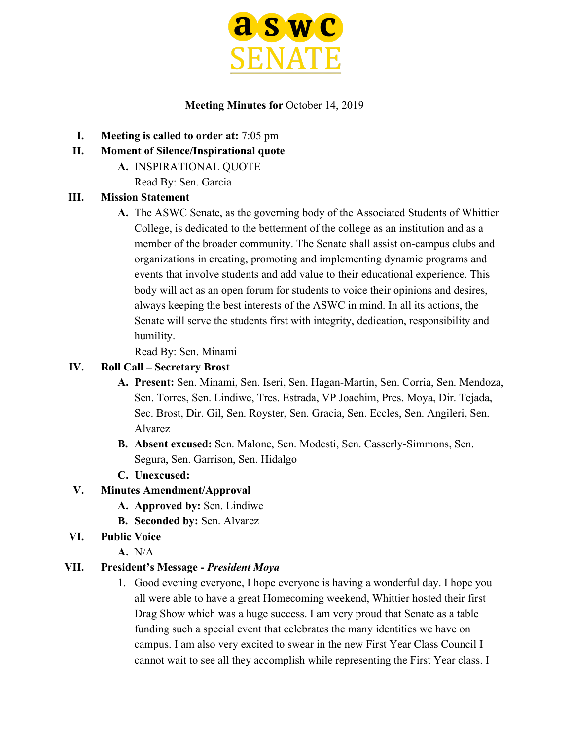**aswc SENATE**

**Meeting Minutes for** October 14, 2019

I. **Meeting is called to order at:** 7:05 pm

II. **Moment of Silence/Inspirational quote**
   A. INSPIRATIONAL QUOTE
      Read By: Sen. Garcia

III. **Mission Statement**
   A. The ASWC Senate, as the governing body of the Associated Students of Whittier College, is dedicated to the betterment of the college as an institution and as a member of the broader community. The Senate shall assist on-campus clubs and organizations in creating, promoting and implementing dynamic programs and events that involve students and add value to their educational experience. This body will act as an open forum for students to voice their opinions and desires, always keeping the best interests of the ASWC in mind. In all its actions, the Senate will serve the students first with integrity, dedication, responsibility and humility.
      Read By: Sen. Minami

IV. **Roll Call – Secretary Brost**
   A. **Present:** Sen. Minami, Sen. Iseri, Sen. Hagan-Martin, Sen. Corria, Sen. Mendoza, Sen. Torres, Sen. Lindiwe, Tres. Estrada, VP Joachim, Pres. Moya, Dir. Tejada, Sec. Brost, Dir. Gil, Sen. Royster, Sen. Gracia, Sen. Eccles, Sen. Angileri, Sen. Alvarez
   B. **Absent excused:** Sen. Malone, Sen. Modesti, Sen. Casserly-Simmons, Sen. Segura, Sen. Garrison, Sen. Hidalgo
   C. **Unexcused:**

V. **Minutes Amendment/Approval**
   A. **Approved by:** Sen. Lindiwe
   B. **Seconded by:** Sen. Alvarez

VI. **Public Voice**
   A. N/A

VII. **President's Message -** ***President Moya***
   1. Good evening everyone, I hope everyone is having a wonderful day. I hope you all were able to have a great Homecoming weekend, Whittier hosted their first Drag Show which was a huge success. I am very proud that Senate as a table funding such a special event that celebrates the many identities we have on campus. I am also very excited to swear in the new First Year Class Council I cannot wait to see all they accomplish while representing the First Year class. I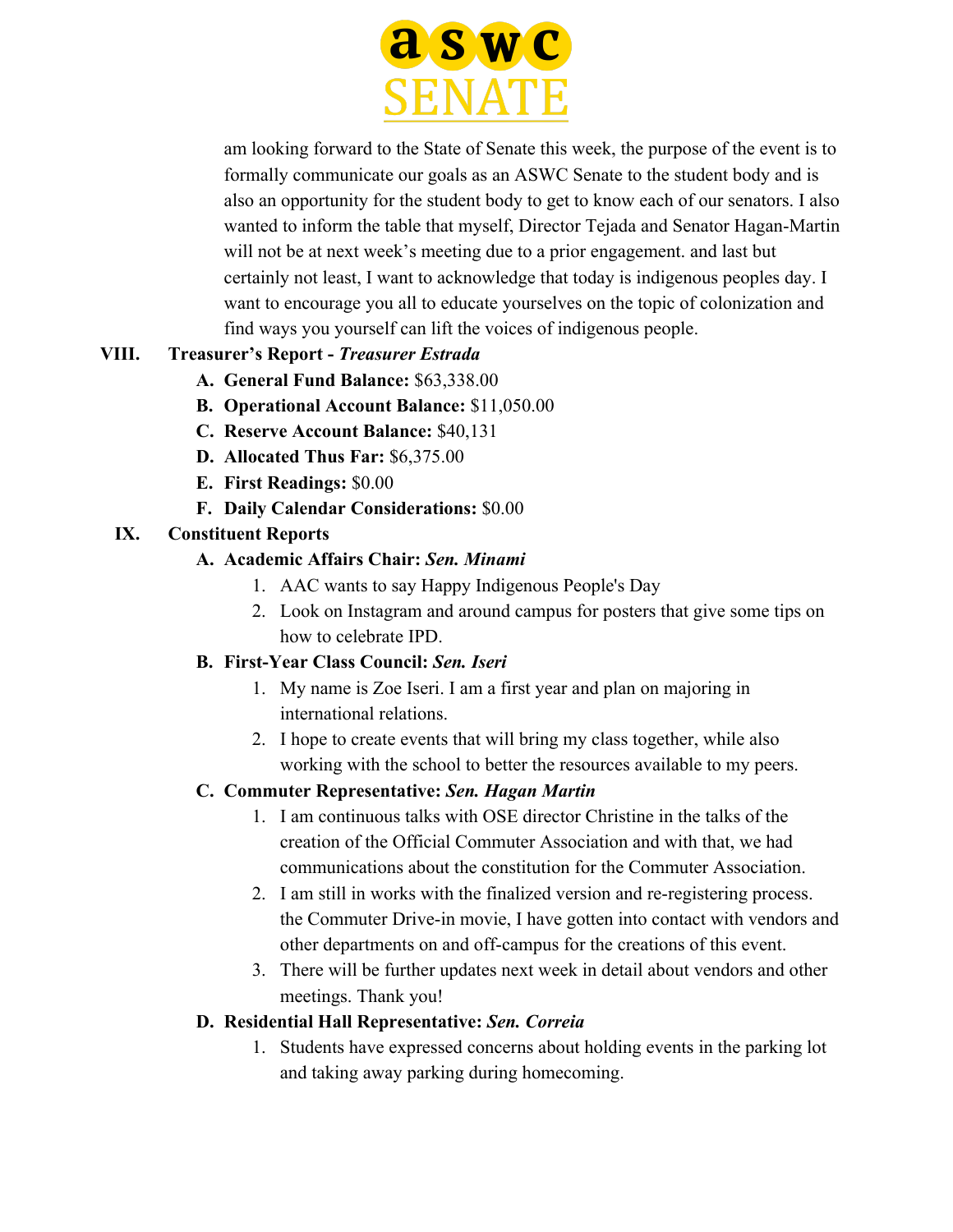am looking forward to the State of Senate this week, the purpose of the event is to formally communicate our goals as an ASWC Senate to the student body and is also an opportunity for the student body to get to know each of our senators. I also wanted to inform the table that myself, Director Tejada and Senator Hagan-Martin will not be at next week's meeting due to a prior engagement. and last but certainly not least, I want to acknowledge that today is indigenous peoples day. I want to encourage you all to educate yourselves on the topic of colonization and find ways you yourself can lift the voices of indigenous people.

VIII. **Treasurer's Report - *Treasurer Estrada***

A. **General Fund Balance:** $63,338.00
B. **Operational Account Balance:** $11,050.00
C. **Reserve Account Balance:** $40,131
D. **Allocated Thus Far:** $6,375.00
E. **First Readings:** $0.00
F. **Daily Calendar Considerations:** $0.00

IX. **Constituent Reports**

A. **Academic Affairs Chair: *Sen. Minami***
1. AAC wants to say Happy Indigenous People's Day
2. Look on Instagram and around campus for posters that give some tips on how to celebrate IPD.

B. **First-Year Class Council: *Sen. Iseri***
1. My name is Zoe Iseri. I am a first year and plan on majoring in international relations.
2. I hope to create events that will bring my class together, while also working with the school to better the resources available to my peers.

C. **Commuter Representative: *Sen. Hagan Martin***
1. I am continuous talks with OSE director Christine in the talks of the creation of the Official Commuter Association and with that, we had communications about the constitution for the Commuter Association.
2. I am still in works with the finalized version and re-registering process. the Commuter Drive-in movie, I have gotten into contact with vendors and other departments on and off-campus for the creations of this event.
3. There will be further updates next week in detail about vendors and other meetings. Thank you!

D. **Residential Hall Representative: *Sen. Correia***
1. Students have expressed concerns about holding events in the parking lot and taking away parking during homecoming.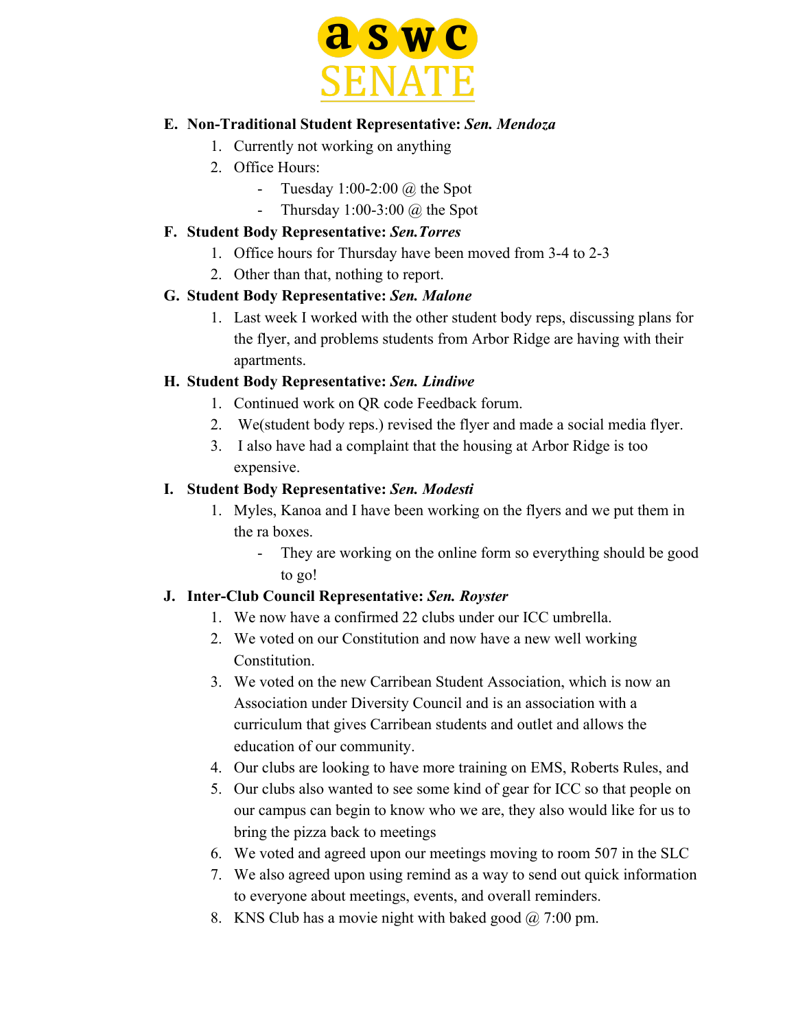**E. Non-Traditional Student Representative: *Sen. Mendoza***

1. Currently not working on anything
2. Office Hours:
   - Tuesday 1:00-2:00 @ the Spot
   - Thursday 1:00-3:00 @ the Spot

**F. Student Body Representative: *Sen.Torres***

1. Office hours for Thursday have been moved from 3-4 to 2-3
2. Other than that, nothing to report.

**G. Student Body Representative: *Sen. Malone***

1. Last week I worked with the other student body reps, discussing plans for the flyer, and problems students from Arbor Ridge are having with their apartments.

**H. Student Body Representative: *Sen. Lindiwe***

1. Continued work on QR code Feedback forum.
2. We(student body reps.) revised the flyer and made a social media flyer.
3. I also have had a complaint that the housing at Arbor Ridge is too expensive.

**I. Student Body Representative: *Sen. Modesti***

1. Myles, Kanoa and I have been working on the flyers and we put them in the ra boxes.
   - They are working on the online form so everything should be good to go!

**J. Inter-Club Council Representative: *Sen. Royster***

1. We now have a confirmed 22 clubs under our ICC umbrella.
2. We voted on our Constitution and now have a new well working Constitution.
3. We voted on the new Carribean Student Association, which is now an Association under Diversity Council and is an association with a curriculum that gives Carribean students and outlet and allows the education of our community.
4. Our clubs are looking to have more training on EMS, Roberts Rules, and
5. Our clubs also wanted to see some kind of gear for ICC so that people on our campus can begin to know who we are, they also would like for us to bring the pizza back to meetings
6. We voted and agreed upon our meetings moving to room 507 in the SLC
7. We also agreed upon using remind as a way to send out quick information to everyone about meetings, events, and overall reminders.
8. KNS Club has a movie night with baked good @ 7:00 pm.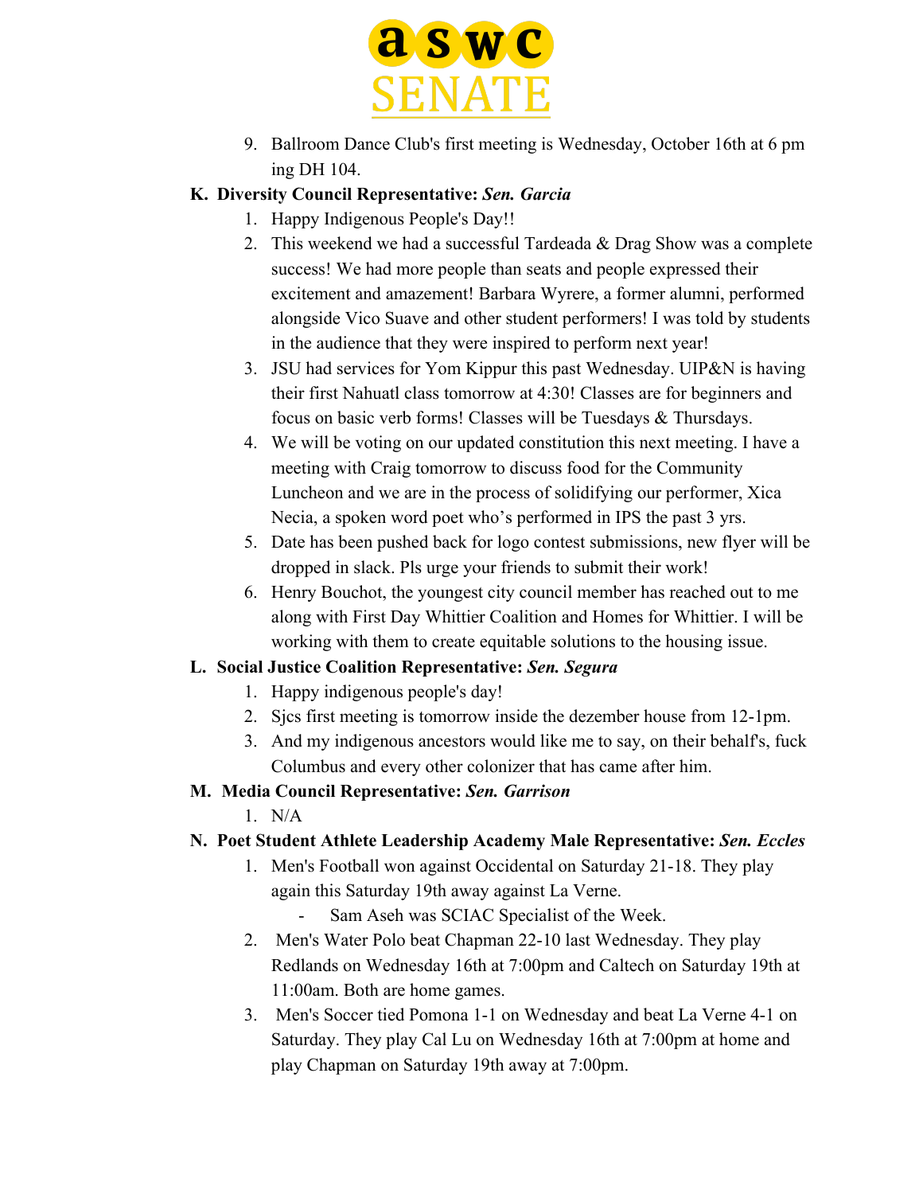9. Ballroom Dance Club's first meeting is Wednesday, October 16th at 6 pm ing DH 104.

**K. Diversity Council Representative:** ***Sen. Garcia***

1. Happy Indigenous People's Day!!
2. This weekend we had a successful Tardeada & Drag Show was a complete success! We had more people than seats and people expressed their excitement and amazement! Barbara Wyrere, a former alumni, performed alongside Vico Suave and other student performers! I was told by students in the audience that they were inspired to perform next year!
3. JSU had services for Yom Kippur this past Wednesday. UIP&N is having their first Nahuatl class tomorrow at 4:30! Classes are for beginners and focus on basic verb forms! Classes will be Tuesdays & Thursdays.
4. We will be voting on our updated constitution this next meeting. I have a meeting with Craig tomorrow to discuss food for the Community Luncheon and we are in the process of solidifying our performer, Xica Necia, a spoken word poet who's performed in IPS the past 3 yrs.
5. Date has been pushed back for logo contest submissions, new flyer will be dropped in slack. Pls urge your friends to submit their work!
6. Henry Bouchot, the youngest city council member has reached out to me along with First Day Whittier Coalition and Homes for Whittier. I will be working with them to create equitable solutions to the housing issue.

**L. Social Justice Coalition Representative:** ***Sen. Segura***

1. Happy indigenous people's day!
2. Sjcs first meeting is tomorrow inside the dezember house from 12-1pm.
3. And my indigenous ancestors would like me to say, on their behalf's, fuck Columbus and every other colonizer that has came after him.

**M. Media Council Representative:** ***Sen. Garrison***

1. N/A

**N. Poet Student Athlete Leadership Academy Male Representative:** ***Sen. Eccles***

1. Men's Football won against Occidental on Saturday 21-18. They play again this Saturday 19th away against La Verne.
   - Sam Aseh was SCIAC Specialist of the Week.
2. Men's Water Polo beat Chapman 22-10 last Wednesday. They play Redlands on Wednesday 16th at 7:00pm and Caltech on Saturday 19th at 11:00am. Both are home games.
3. Men's Soccer tied Pomona 1-1 on Wednesday and beat La Verne 4-1 on Saturday. They play Cal Lu on Wednesday 16th at 7:00pm at home and play Chapman on Saturday 19th away at 7:00pm.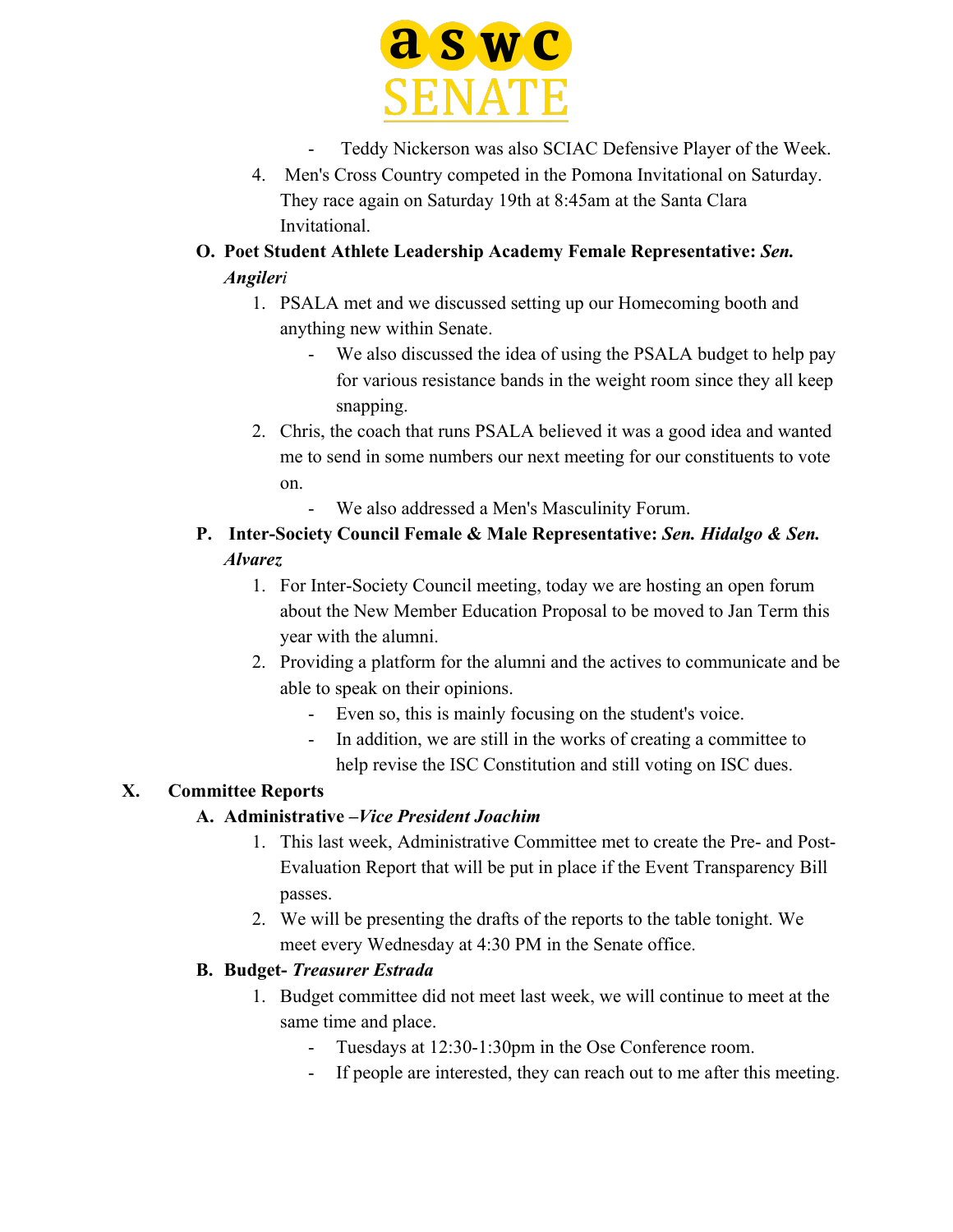- Teddy Nickerson was also SCIAC Defensive Player of the Week.

4. Men's Cross Country competed in the Pomona Invitational on Saturday. They race again on Saturday 19th at 8:45am at the Santa Clara Invitational.

**O. Poet Student Athlete Leadership Academy Female Representative:** ***Sen. Angileri***

1. PSALA met and we discussed setting up our Homecoming booth and anything new within Senate.
   - We also discussed the idea of using the PSALA budget to help pay for various resistance bands in the weight room since they all keep snapping.
2. Chris, the coach that runs PSALA believed it was a good idea and wanted me to send in some numbers our next meeting for our constituents to vote on.
   - We also addressed a Men's Masculinity Forum.

**P. Inter-Society Council Female & Male Representative:** ***Sen. Hidalgo & Sen. Alvarez***

1. For Inter-Society Council meeting, today we are hosting an open forum about the New Member Education Proposal to be moved to Jan Term this year with the alumni.
2. Providing a platform for the alumni and the actives to communicate and be able to speak on their opinions.
   - Even so, this is mainly focusing on the student's voice.
   - In addition, we are still in the works of creating a committee to help revise the ISC Constitution and still voting on ISC dues.

## X. Committee Reports

**A. Administrative –*Vice President Joachim***

1. This last week, Administrative Committee met to create the Pre- and Post-Evaluation Report that will be put in place if the Event Transparency Bill passes.
2. We will be presenting the drafts of the reports to the table tonight. We meet every Wednesday at 4:30 PM in the Senate office.

**B. Budget- *Treasurer Estrada***

1. Budget committee did not meet last week, we will continue to meet at the same time and place.
   - Tuesdays at 12:30-1:30pm in the Ose Conference room.
   - If people are interested, they can reach out to me after this meeting.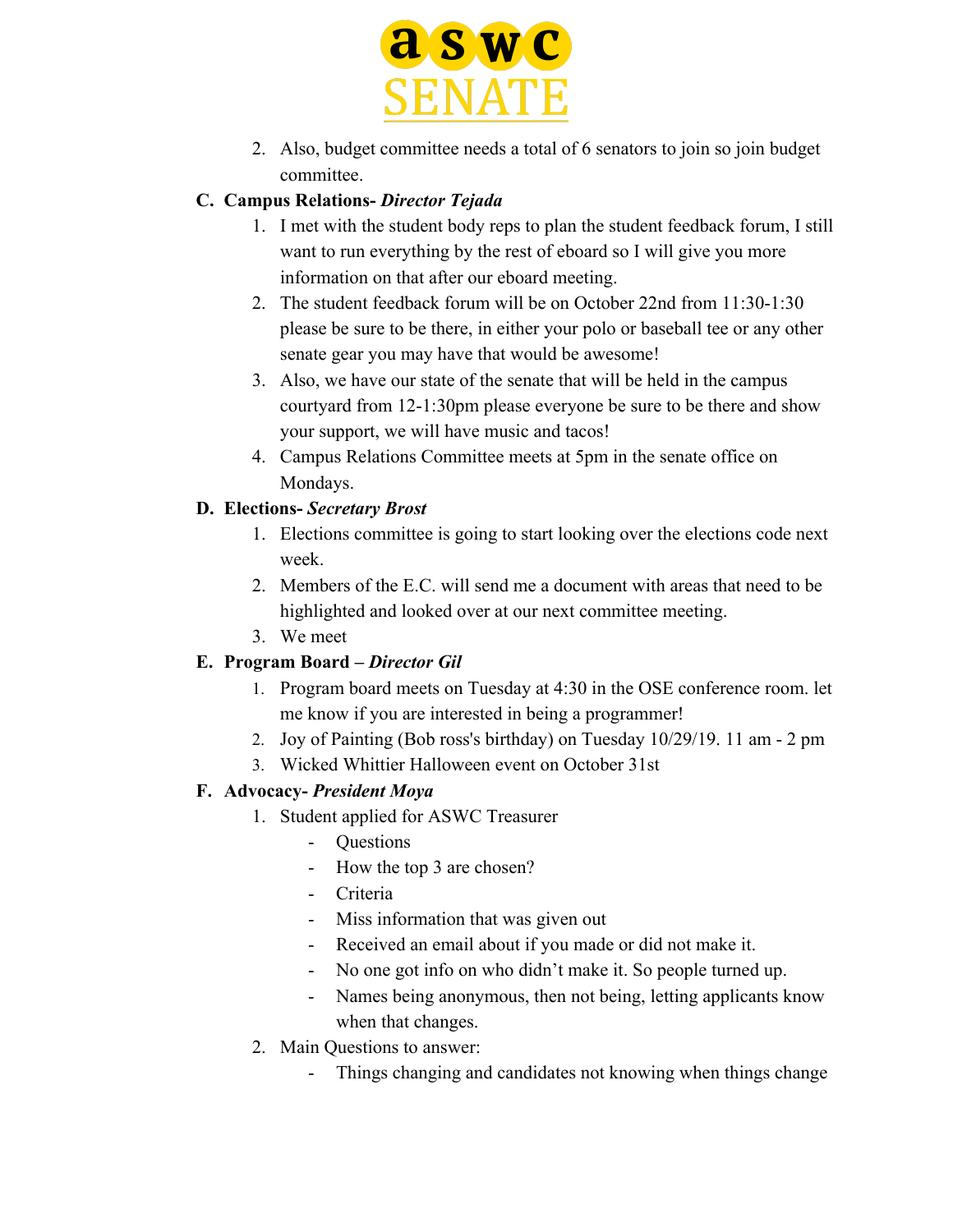2. Also, budget committee needs a total of 6 senators to join so join budget committee.

**C. Campus Relations-** ***Director Tejada***

1. I met with the student body reps to plan the student feedback forum, I still want to run everything by the rest of eboard so I will give you more information on that after our eboard meeting.
2. The student feedback forum will be on October 22nd from 11:30-1:30 please be sure to be there, in either your polo or baseball tee or any other senate gear you may have that would be awesome!
3. Also, we have our state of the senate that will be held in the campus courtyard from 12-1:30pm please everyone be sure to be there and show your support, we will have music and tacos!
4. Campus Relations Committee meets at 5pm in the senate office on Mondays.

**D. Elections-** ***Secretary Brost***

1. Elections committee is going to start looking over the elections code next week.
2. Members of the E.C. will send me a document with areas that need to be highlighted and looked over at our next committee meeting.
3. We meet

**E. Program Board –** ***Director Gil***

1. Program board meets on Tuesday at 4:30 in the OSE conference room. let me know if you are interested in being a programmer!
2. Joy of Painting (Bob ross's birthday) on Tuesday 10/29/19. 11 am - 2 pm
3. Wicked Whittier Halloween event on October 31st

**F. Advocacy-** ***President Moya***

1. Student applied for ASWC Treasurer
   - Questions
   - How the top 3 are chosen?
   - Criteria
   - Miss information that was given out
   - Received an email about if you made or did not make it.
   - No one got info on who didn't make it. So people turned up.
   - Names being anonymous, then not being, letting applicants know when that changes.
2. Main Questions to answer:
   - Things changing and candidates not knowing when things change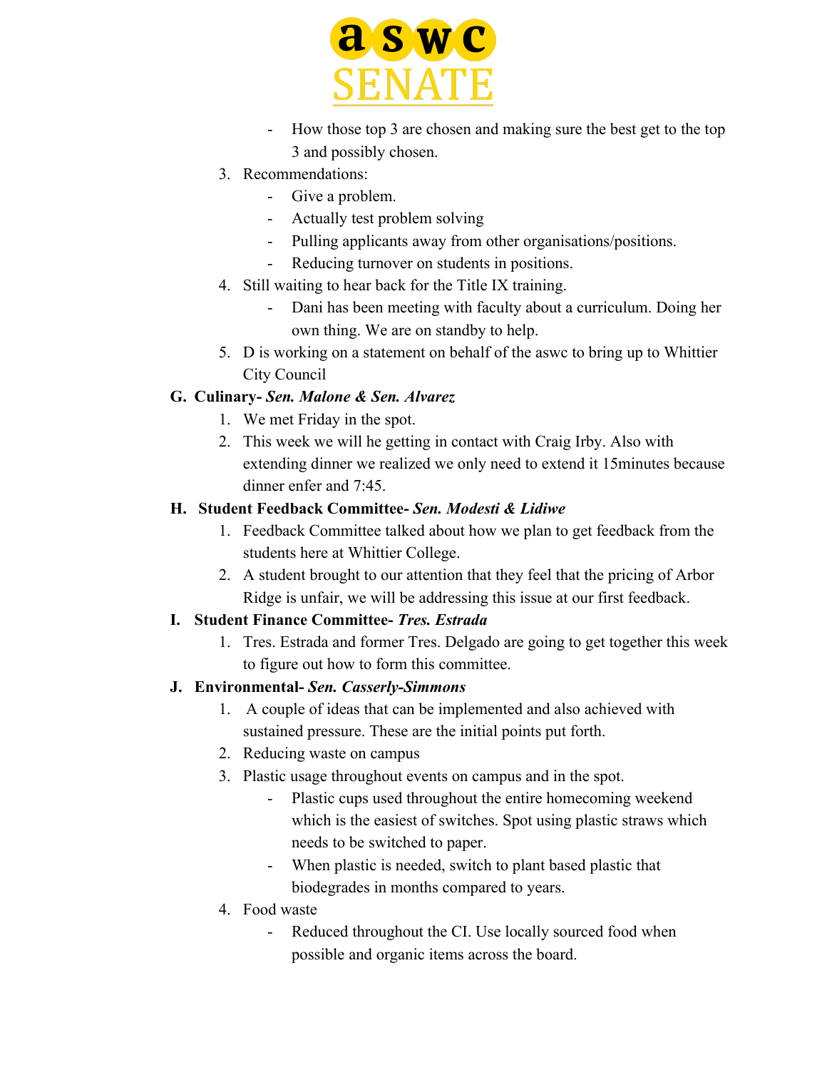- How those top 3 are chosen and making sure the best get to the top 3 and possibly chosen.

3. Recommendations:
    - Give a problem.
    - Actually test problem solving
    - Pulling applicants away from other organisations/positions.
    - Reducing turnover on students in positions.
4. Still waiting to hear back for the Title IX training.
    - Dani has been meeting with faculty about a curriculum. Doing her own thing. We are on standby to help.
5. D is working on a statement on behalf of the aswc to bring up to Whittier City Council

**G. Culinary-** ***Sen. Malone & Sen. Alvarez***

1. We met Friday in the spot.
2. This week we will he getting in contact with Craig Irby. Also with extending dinner we realized we only need to extend it 15minutes because dinner enfer and 7:45.

**H. Student Feedback Committee-** ***Sen. Modesti & Lidiwe***

1. Feedback Committee talked about how we plan to get feedback from the students here at Whittier College.
2. A student brought to our attention that they feel that the pricing of Arbor Ridge is unfair, we will be addressing this issue at our first feedback.

**I. Student Finance Committee-** ***Tres. Estrada***

1. Tres. Estrada and former Tres. Delgado are going to get together this week to figure out how to form this committee.

**J. Environmental-** ***Sen. Casserly-Simmons***

1. A couple of ideas that can be implemented and also achieved with sustained pressure. These are the initial points put forth.
2. Reducing waste on campus
3. Plastic usage throughout events on campus and in the spot.
    - Plastic cups used throughout the entire homecoming weekend which is the easiest of switches. Spot using plastic straws which needs to be switched to paper.
    - When plastic is needed, switch to plant based plastic that biodegrades in months compared to years.
4. Food waste
    - Reduced throughout the CI. Use locally sourced food when possible and organic items across the board.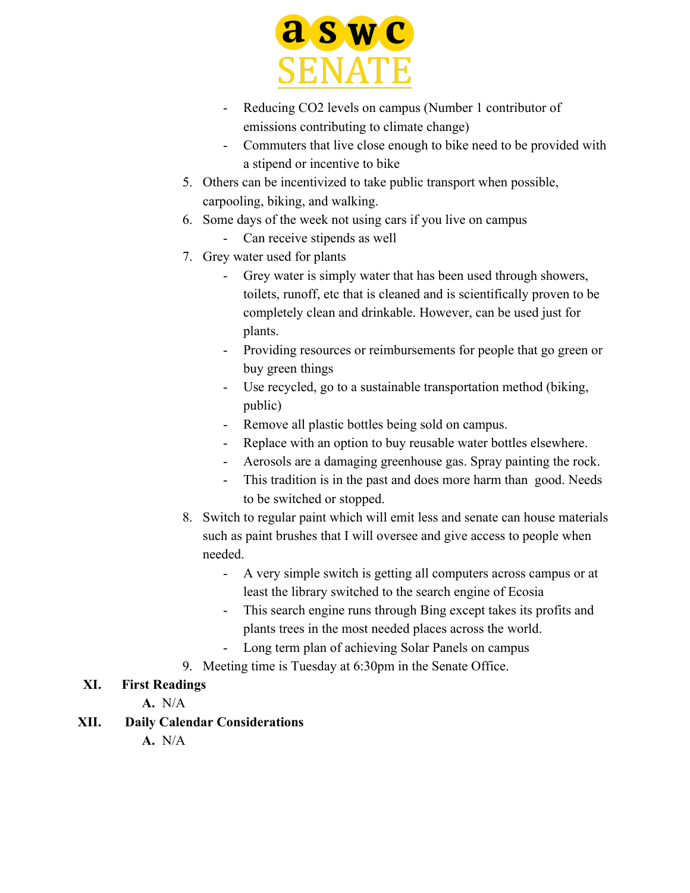- Reducing $CO_2$ levels on campus (Number 1 contributor of emissions contributing to climate change)
- Commuters that live close enough to bike need to be provided with a stipend or incentive to bike

5. Others can be incentivized to take public transport when possible, carpooling, biking, and walking.
6. Some days of the week not using cars if you live on campus
   - Can receive stipends as well
7. Grey water used for plants
   - Grey water is simply water that has been used through showers, toilets, runoff, etc that is cleaned and is scientifically proven to be completely clean and drinkable. However, can be used just for plants.
   - Providing resources or reimbursements for people that go green or buy green things
   - Use recycled, go to a sustainable transportation method (biking, public)
   - Remove all plastic bottles being sold on campus.
   - Replace with an option to buy reusable water bottles elsewhere.
   - Aerosols are a damaging greenhouse gas. Spray painting the rock.
   - This tradition is in the past and does more harm than good. Needs to be switched or stopped.
8. Switch to regular paint which will emit less and senate can house materials such as paint brushes that I will oversee and give access to people when needed.
   - A very simple switch is getting all computers across campus or at least the library switched to the search engine of Ecosia
   - This search engine runs through Bing except takes its profits and plants trees in the most needed places across the world.
   - Long term plan of achieving Solar Panels on campus
9. Meeting time is Tuesday at 6:30pm in the Senate Office.

## XI. First Readings

**A.** N/A

## XII. Daily Calendar Considerations

**A.** N/A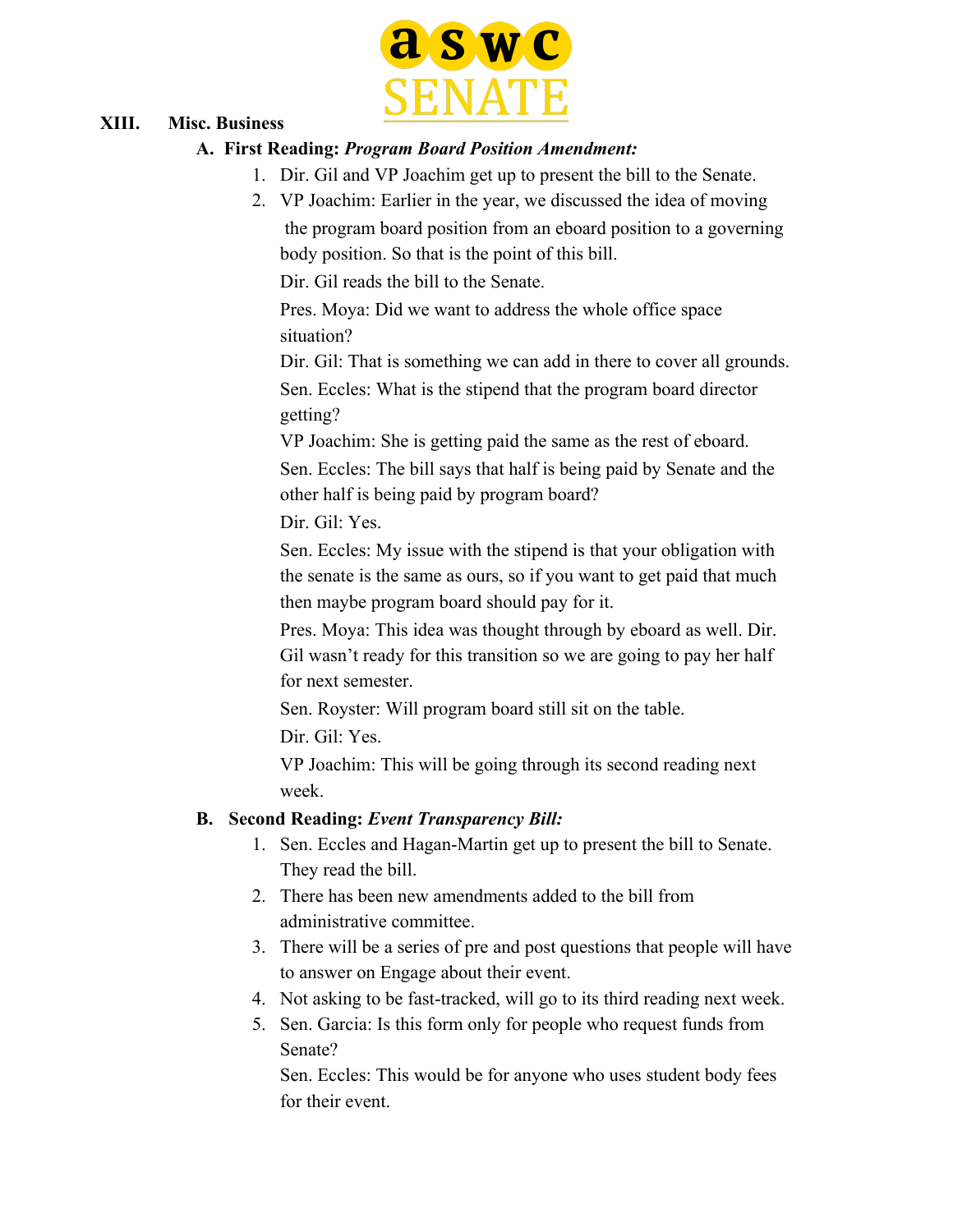## XIII. Misc. Business

### A. First Reading: *Program Board Position Amendment:*

1. Dir. Gil and VP Joachim get up to present the bill to the Senate.
2. VP Joachim: Earlier in the year, we discussed the idea of moving the program board position from an eboard position to a governing body position. So that is the point of this bill.

   Dir. Gil reads the bill to the Senate.

   Pres. Moya: Did we want to address the whole office space situation?

   Dir. Gil: That is something we can add in there to cover all grounds.

   Sen. Eccles: What is the stipend that the program board director getting?

   VP Joachim: She is getting paid the same as the rest of eboard.

   Sen. Eccles: The bill says that half is being paid by Senate and the other half is being paid by program board?

   Dir. Gil: Yes.

   Sen. Eccles: My issue with the stipend is that your obligation with the senate is the same as ours, so if you want to get paid that much then maybe program board should pay for it.

   Pres. Moya: This idea was thought through by eboard as well. Dir. Gil wasn't ready for this transition so we are going to pay her half for next semester.

   Sen. Royster: Will program board still sit on the table.

   Dir. Gil: Yes.

   VP Joachim: This will be going through its second reading next week.

### B. Second Reading: *Event Transparency Bill:*

1. Sen. Eccles and Hagan-Martin get up to present the bill to Senate. They read the bill.
2. There has been new amendments added to the bill from administrative committee.
3. There will be a series of pre and post questions that people will have to answer on Engage about their event.
4. Not asking to be fast-tracked, will go to its third reading next week.
5. Sen. Garcia: Is this form only for people who request funds from Senate?

   Sen. Eccles: This would be for anyone who uses student body fees for their event.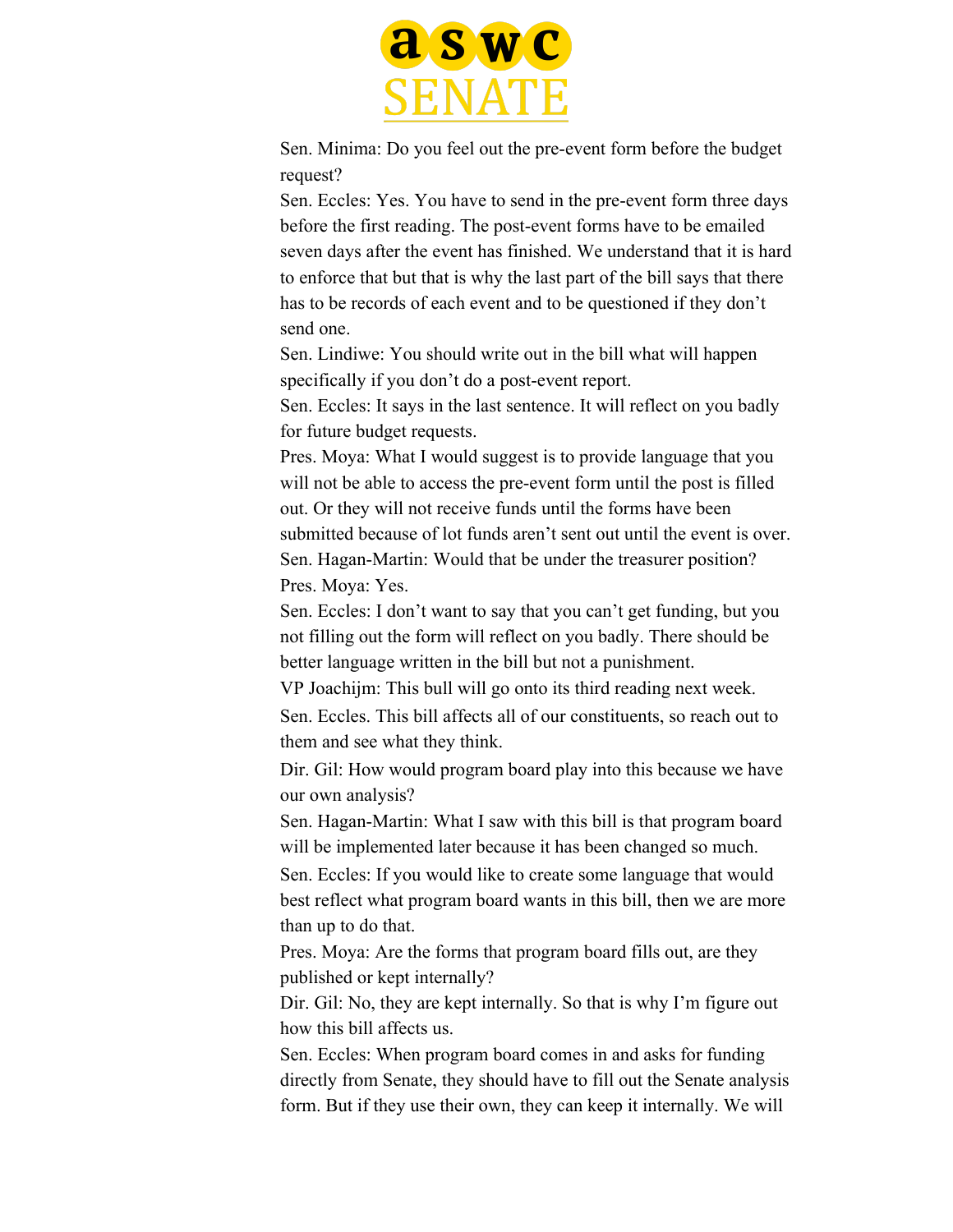Sen. Minima: Do you feel out the pre-event form before the budget request?

Sen. Eccles: Yes. You have to send in the pre-event form three days before the first reading. The post-event forms have to be emailed seven days after the event has finished. We understand that it is hard to enforce that but that is why the last part of the bill says that there has to be records of each event and to be questioned if they don't send one.

Sen. Lindiwe: You should write out in the bill what will happen specifically if you don't do a post-event report.

Sen. Eccles: It says in the last sentence. It will reflect on you badly for future budget requests.

Pres. Moya: What I would suggest is to provide language that you will not be able to access the pre-event form until the post is filled out. Or they will not receive funds until the forms have been submitted because of lot funds aren't sent out until the event is over.

Sen. Hagan-Martin: Would that be under the treasurer position?

Pres. Moya: Yes.

Sen. Eccles: I don't want to say that you can't get funding, but you not filling out the form will reflect on you badly. There should be better language written in the bill but not a punishment.

VP Joachijm: This bull will go onto its third reading next week.

Sen. Eccles. This bill affects all of our constituents, so reach out to them and see what they think.

Dir. Gil: How would program board play into this because we have our own analysis?

Sen. Hagan-Martin: What I saw with this bill is that program board will be implemented later because it has been changed so much.

Sen. Eccles: If you would like to create some language that would best reflect what program board wants in this bill, then we are more than up to do that.

Pres. Moya: Are the forms that program board fills out, are they published or kept internally?

Dir. Gil: No, they are kept internally. So that is why I'm figure out how this bill affects us.

Sen. Eccles: When program board comes in and asks for funding directly from Senate, they should have to fill out the Senate analysis form. But if they use their own, they can keep it internally. We will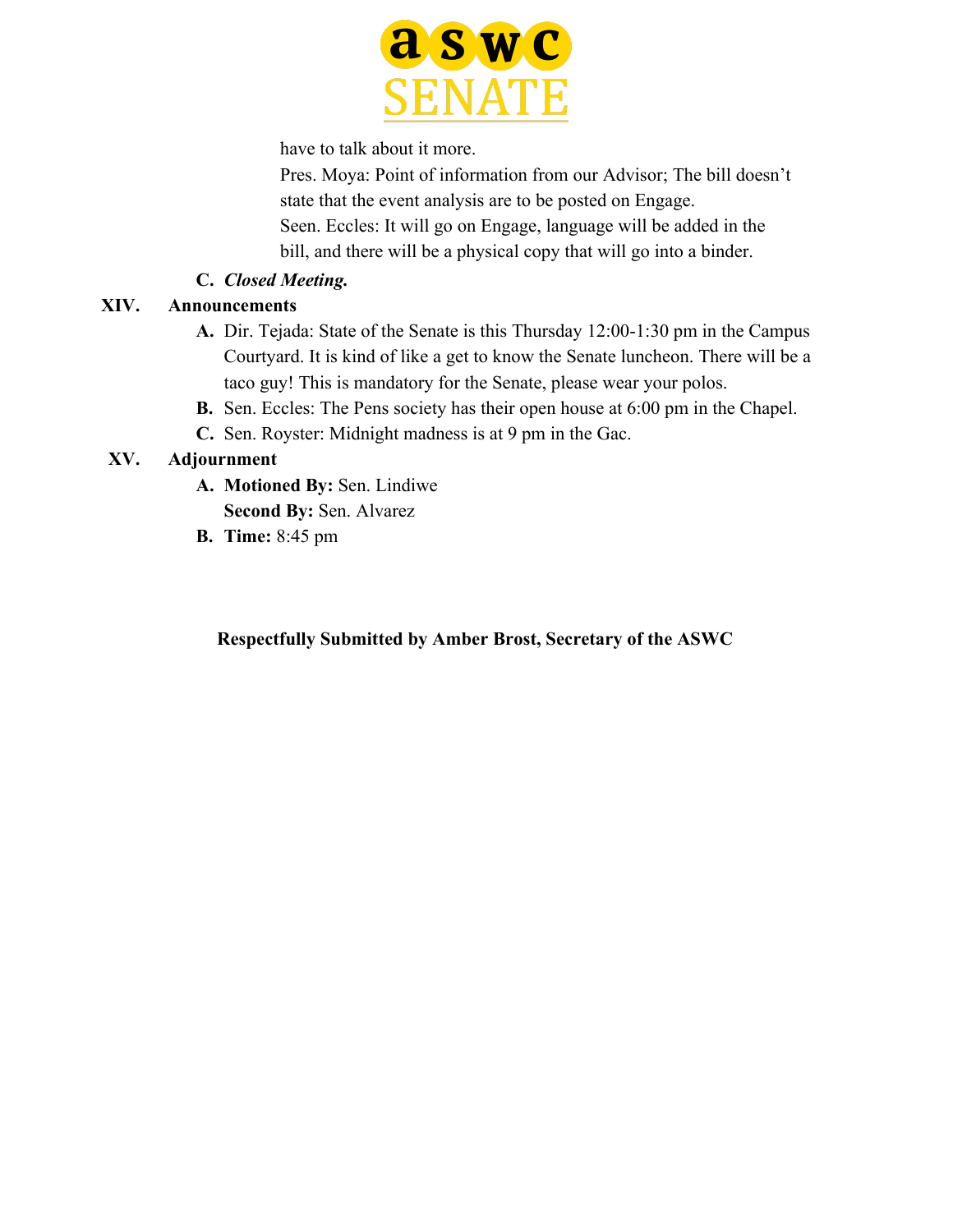have to talk about it more.

Pres. Moya: Point of information from our Advisor; The bill doesn't state that the event analysis are to be posted on Engage.

Seen. Eccles: It will go on Engage, language will be added in the bill, and there will be a physical copy that will go into a binder.

C. ***Closed Meeting.***

**XIV. Announcements**

A. Dir. Tejada: State of the Senate is this Thursday 12:00-1:30 pm in the Campus Courtyard. It is kind of like a get to know the Senate luncheon. There will be a taco guy! This is mandatory for the Senate, please wear your polos.

B. Sen. Eccles: The Pens society has their open house at 6:00 pm in the Chapel.

C. Sen. Royster: Midnight madness is at 9 pm in the Gac.

**XV. Adjournment**

A. **Motioned By:** Sen. Lindiwe
**Second By:** Sen. Alvarez

B. **Time:** 8:45 pm

**Respectfully Submitted by Amber Brost, Secretary of the ASWC**